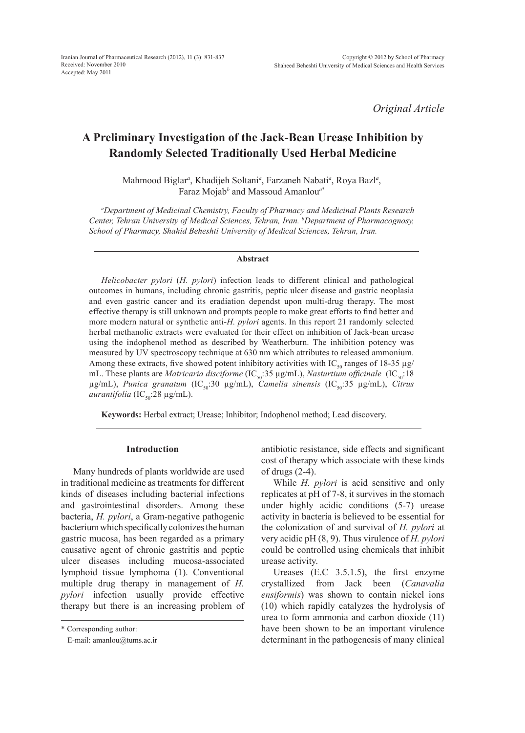Iranian Journal of Pharmaceutical Research (2012), 11 (3): 831-837
Received: November 2010
Accepted: May 2011

Copyright © 2012 by School of Pharmacy
Shaheed Beheshti University of Medical Sciences and Health Services

*Original Article*

# A Preliminary Investigation of the Jack-Bean Urease Inhibition by Randomly Selected Traditionally Used Herbal Medicine

Mahmood Biglar[a], Khadijeh Soltani[a], Farzaneh Nabati[a], Roya Bazl[a], Faraz Mojab[b] and Massoud Amanlou[a*]

*[a]Department of Medicinal Chemistry, Faculty of Pharmacy and Medicinal Plants Research Center, Tehran University of Medical Sciences, Tehran, Iran. [b]Department of Pharmacognosy, School of Pharmacy, Shahid Beheshti University of Medical Sciences, Tehran, Iran.*

### Abstract

*Helicobacter pylori* (*H. pylori*) infection leads to different clinical and pathological outcomes in humans, including chronic gastritis, peptic ulcer disease and gastric neoplasia and even gastric cancer and its eradiation dependst upon multi-drug therapy. The most effective therapy is still unknown and prompts people to make great efforts to find better and more modern natural or synthetic anti-*H. pylori* agents. In this report 21 randomly selected herbal methanolic extracts were evaluated for their effect on inhibition of Jack-bean urease using the indophenol method as described by Weatherburn. The inhibition potency was measured by UV spectroscopy technique at 630 nm which attributes to released ammonium. Among these extracts, five showed potent inhibitory activities with $IC_{50}$ ranges of 18-35 µg/mL. These plants are *Matricaria disciforme* ($IC_{50}$:35 µg/mL), *Nasturtium officinale* ($IC_{50}$:18 µg/mL), *Punica granatum* ($IC_{50}$:30 µg/mL), *Camelia sinensis* ($IC_{50}$:35 µg/mL), *Citrus aurantifolia* ($IC_{50}$:28 µg/mL).

**Keywords:** Herbal extract; Urease; Inhibitor; Indophenol method; Lead discovery.

## Introduction

Many hundreds of plants worldwide are used in traditional medicine as treatments for different kinds of diseases including bacterial infections and gastrointestinal disorders. Among these bacteria, *H. pylori*, a Gram-negative pathogenic bacterium which specifically colonizes the human gastric mucosa, has been regarded as a primary causative agent of chronic gastritis and peptic ulcer diseases including mucosa-associated lymphoid tissue lymphoma (1). Conventional multiple drug therapy in management of *H. pylori* infection usually provide effective therapy but there is an increasing problem of antibiotic resistance, side effects and significant cost of therapy which associate with these kinds of drugs (2-4).

While *H. pylori* is acid sensitive and only replicates at pH of 7-8, it survives in the stomach under highly acidic conditions (5-7) urease activity in bacteria is believed to be essential for the colonization of and survival of *H. pylori* at very acidic pH (8, 9). Thus virulence of *H. pylori* could be controlled using chemicals that inhibit urease activity.

Ureases (E.C 3.5.1.5), the first enzyme crystallized from Jack been (*Canavalia ensiformis*) was shown to contain nickel ions (10) which rapidly catalyzes the hydrolysis of urea to form ammonia and carbon dioxide (11) have been shown to be an important virulence determinant in the pathogenesis of many clinical

\* Corresponding author:
E-mail: amanlou@tums.ac.ir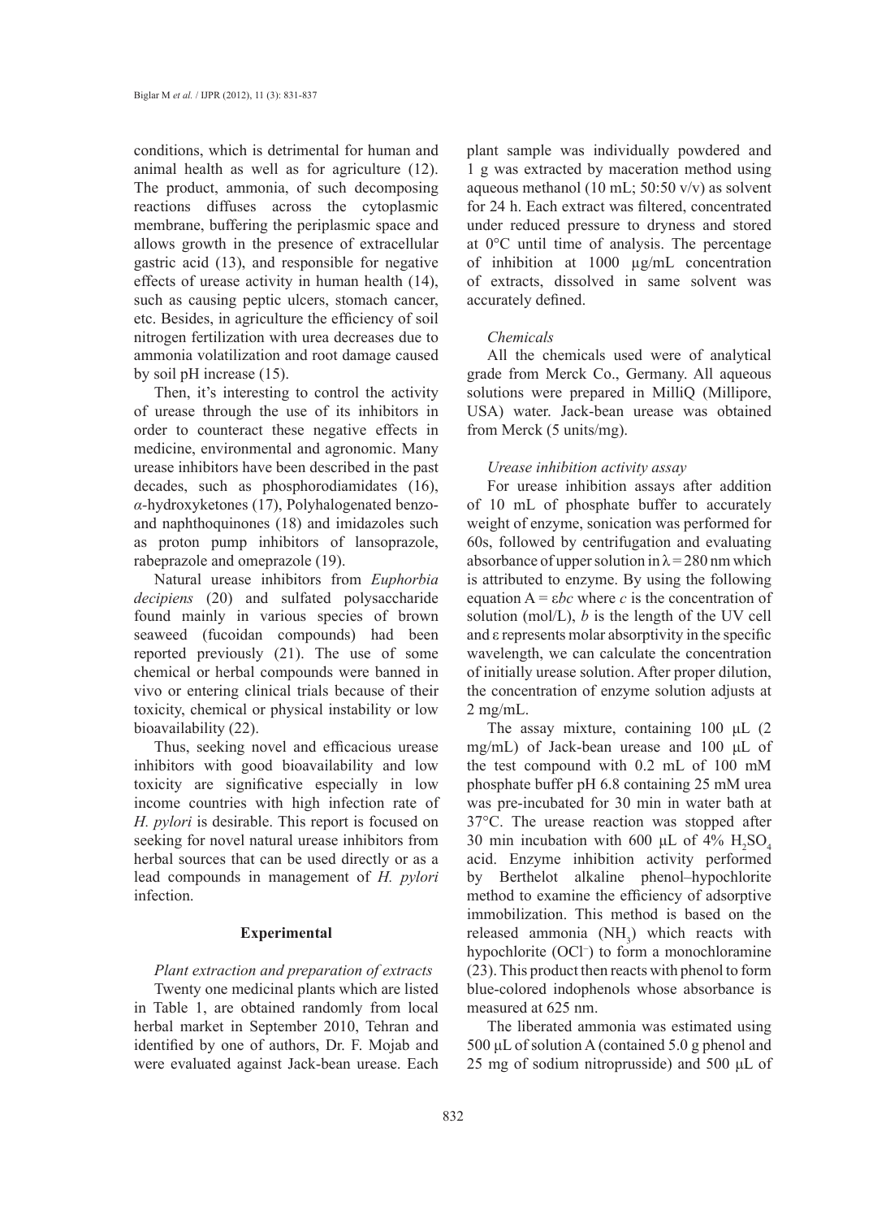conditions, which is detrimental for human and animal health as well as for agriculture (12). The product, ammonia, of such decomposing reactions diffuses across the cytoplasmic membrane, buffering the periplasmic space and allows growth in the presence of extracellular gastric acid (13), and responsible for negative effects of urease activity in human health (14), such as causing peptic ulcers, stomach cancer, etc. Besides, in agriculture the efficiency of soil nitrogen fertilization with urea decreases due to ammonia volatilization and root damage caused by soil pH increase (15).

Then, it's interesting to control the activity of urease through the use of its inhibitors in order to counteract these negative effects in medicine, environmental and agronomic. Many urease inhibitors have been described in the past decades, such as phosphorodiamidates (16), *α*-hydroxyketones (17), Polyhalogenated benzo- and naphthoquinones (18) and imidazoles such as proton pump inhibitors of lansoprazole, rabeprazole and omeprazole (19).

Natural urease inhibitors from *Euphorbia decipiens* (20) and sulfated polysaccharide found mainly in various species of brown seaweed (fucoidan compounds) had been reported previously (21). The use of some chemical or herbal compounds were banned in vivo or entering clinical trials because of their toxicity, chemical or physical instability or low bioavailability (22).

Thus, seeking novel and efficacious urease inhibitors with good bioavailability and low toxicity are significative especially in low income countries with high infection rate of *H. pylori* is desirable. This report is focused on seeking for novel natural urease inhibitors from herbal sources that can be used directly or as a lead compounds in management of *H. pylori* infection.

## Experimental

### *Plant extraction and preparation of extracts*

Twenty one medicinal plants which are listed in Table 1, are obtained randomly from local herbal market in September 2010, Tehran and identified by one of authors, Dr. F. Mojab and were evaluated against Jack-bean urease. Each plant sample was individually powdered and 1 g was extracted by maceration method using aqueous methanol (10 mL; 50:50 v/v) as solvent for 24 h. Each extract was filtered, concentrated under reduced pressure to dryness and stored at 0°C until time of analysis. The percentage of inhibition at 1000 μg/mL concentration of extracts, dissolved in same solvent was accurately defined.

### *Chemicals*

All the chemicals used were of analytical grade from Merck Co., Germany. All aqueous solutions were prepared in MilliQ (Millipore, USA) water. Jack-bean urease was obtained from Merck (5 units/mg).

### *Urease inhibition activity assay*

For urease inhibition assays after addition of 10 mL of phosphate buffer to accurately weight of enzyme, sonication was performed for 60s, followed by centrifugation and evaluating absorbance of upper solution in $\lambda = 280$ nm which is attributed to enzyme. By using the following equation $A = \varepsilon bc$ where $c$ is the concentration of solution (mol/L), $b$ is the length of the UV cell and $\varepsilon$ represents molar absorptivity in the specific wavelength, we can calculate the concentration of initially urease solution. After proper dilution, the concentration of enzyme solution adjusts at 2 mg/mL.

The assay mixture, containing 100 μL (2 mg/mL) of Jack-bean urease and 100 μL of the test compound with 0.2 mL of 100 mM phosphate buffer pH 6.8 containing 25 mM urea was pre-incubated for 30 min in water bath at 37°C. The urease reaction was stopped after 30 min incubation with 600 μL of 4% $H_2SO_4$ acid. Enzyme inhibition activity performed by Berthelot alkaline phenol–hypochlorite method to examine the efficiency of adsorptive immobilization. This method is based on the released ammonia ($NH_3$) which reacts with hypochlorite ($OCl^-$) to form a monochloramine (23). This product then reacts with phenol to form blue-colored indophenols whose absorbance is measured at 625 nm.

The liberated ammonia was estimated using 500 μL of solution A (contained 5.0 g phenol and 25 mg of sodium nitroprusside) and 500 μL of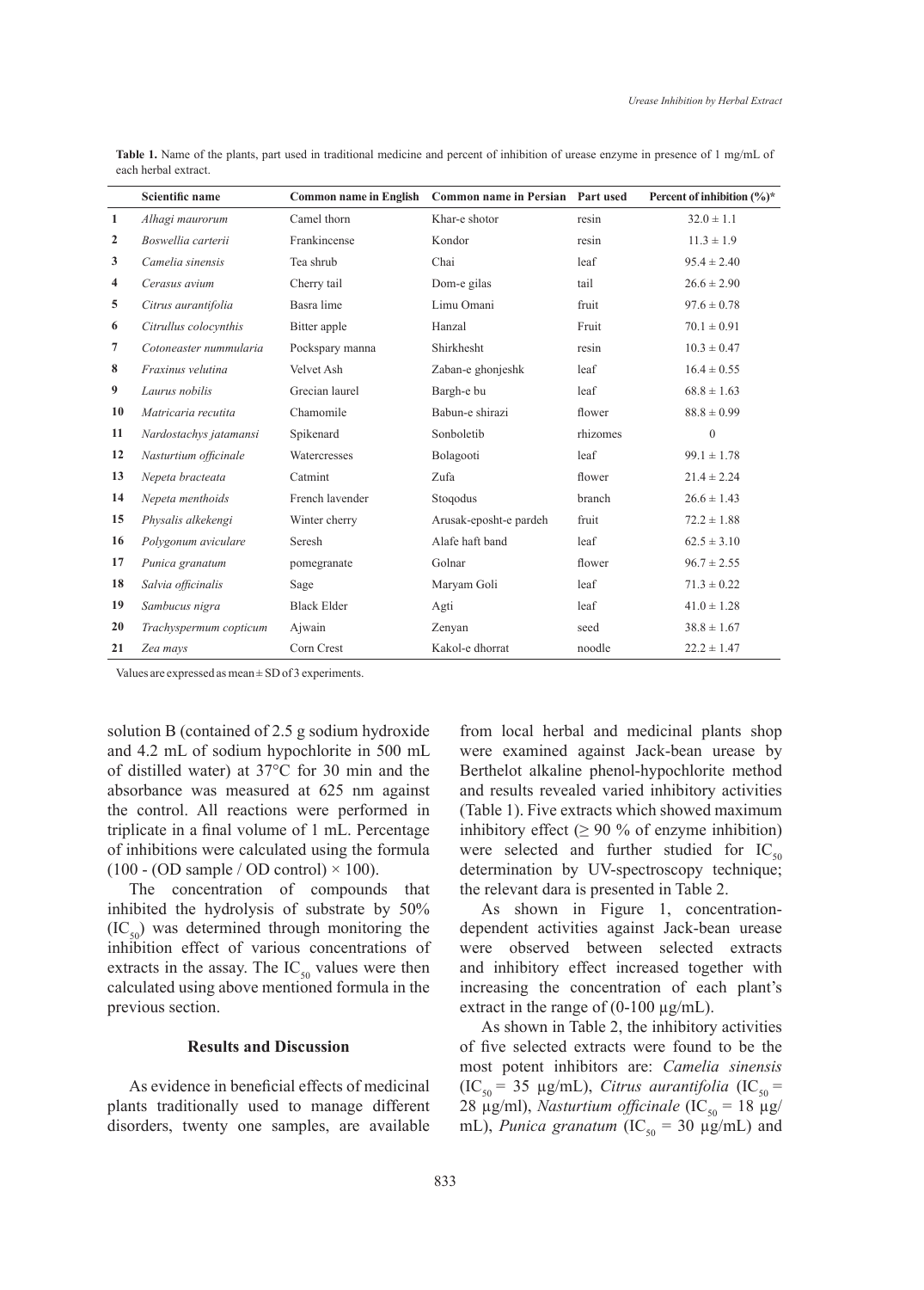**Table 1.** Name of the plants, part used in traditional medicine and percent of inhibition of urease enzyme in presence of 1 mg/mL of each herbal extract.

| | Scientific name | Common name in English | Common name in Persian | Part used | Percent of inhibition (%)* |
|---|---|---|---|---|---|
| **1** | *Alhagi maurorum* | Camel thorn | Khar-e shotor | resin | 32.0 ± 1.1 |
| **2** | *Boswellia carterii* | Frankincense | Kondor | resin | 11.3 ± 1.9 |
| **3** | *Camelia sinensis* | Tea shrub | Chai | leaf | 95.4 ± 2.40 |
| **4** | *Cerasus avium* | Cherry tail | Dom-e gilas | tail | 26.6 ± 2.90 |
| **5** | *Citrus aurantifolia* | Basra lime | Limu Omani | fruit | 97.6 ± 0.78 |
| **6** | *Citrullus colocynthis* | Bitter apple | Hanzal | Fruit | 70.1 ± 0.91 |
| **7** | *Cotoneaster nummularia* | Pockspary manna | Shirkhesht | resin | 10.3 ± 0.47 |
| **8** | *Fraxinus velutina* | Velvet Ash | Zaban-e ghonjeshk | leaf | 16.4 ± 0.55 |
| **9** | *Laurus nobilis* | Grecian laurel | Bargh-e bu | leaf | 68.8 ± 1.63 |
| **10** | *Matricaria recutita* | Chamomile | Babun-e shirazi | flower | 88.8 ± 0.99 |
| **11** | *Nardostachys jatamansi* | Spikenard | Sonboletib | rhizomes | 0 |
| **12** | *Nasturtium officinale* | Watercresses | Bolagooti | leaf | 99.1 ± 1.78 |
| **13** | *Nepeta bracteata* | Catmint | Zufa | flower | 21.4 ± 2.24 |
| **14** | *Nepeta menthoids* | French lavender | Stoqodus | branch | 26.6 ± 1.43 |
| **15** | *Physalis alkekengi* | Winter cherry | Arusak-eposht-e pardeh | fruit | 72.2 ± 1.88 |
| **16** | *Polygonum aviculare* | Seresh | Alafe haft band | leaf | 62.5 ± 3.10 |
| **17** | *Punica granatum* | pomegranate | Golnar | flower | 96.7 ± 2.55 |
| **18** | *Salvia officinalis* | Sage | Maryam Goli | leaf | 71.3 ± 0.22 |
| **19** | *Sambucus nigra* | Black Elder | Agti | leaf | 41.0 ± 1.28 |
| **20** | *Trachyspermum copticum* | Ajwain | Zenyan | seed | 38.8 ± 1.67 |
| **21** | *Zea mays* | Corn Crest | Kakol-e dhorrat | noodle | 22.2 ± 1.47 |

Values are expressed as mean ± SD of 3 experiments.

solution B (contained of 2.5 g sodium hydroxide and 4.2 mL of sodium hypochlorite in 500 mL of distilled water) at 37°C for 30 min and the absorbance was measured at 625 nm against the control. All reactions were performed in triplicate in a final volume of 1 mL. Percentage of inhibitions were calculated using the formula (100 - (OD sample / OD control) × 100).

The concentration of compounds that inhibited the hydrolysis of substrate by 50% ($IC_{50}$) was determined through monitoring the inhibition effect of various concentrations of extracts in the assay. The $IC_{50}$ values were then calculated using above mentioned formula in the previous section.

## Results and Discussion

As evidence in beneficial effects of medicinal plants traditionally used to manage different disorders, twenty one samples, are available from local herbal and medicinal plants shop were examined against Jack-bean urease by Berthelot alkaline phenol-hypochlorite method and results revealed varied inhibitory activities (Table 1). Five extracts which showed maximum inhibitory effect (≥ 90 % of enzyme inhibition) were selected and further studied for $IC_{50}$ determination by UV-spectroscopy technique; the relevant dara is presented in Table 2.

As shown in Figure 1, concentration-dependent activities against Jack-bean urease were observed between selected extracts and inhibitory effect increased together with increasing the concentration of each plant's extract in the range of (0-100 µg/mL).

As shown in Table 2, the inhibitory activities of five selected extracts were found to be the most potent inhibitors are: *Camelia sinensis* ($IC_{50}$ = 35 µg/mL), *Citrus aurantifolia* ($IC_{50}$ = 28 µg/ml), *Nasturtium officinale* ($IC_{50}$ = 18 µg/mL), *Punica granatum* ($IC_{50}$ = 30 µg/mL) and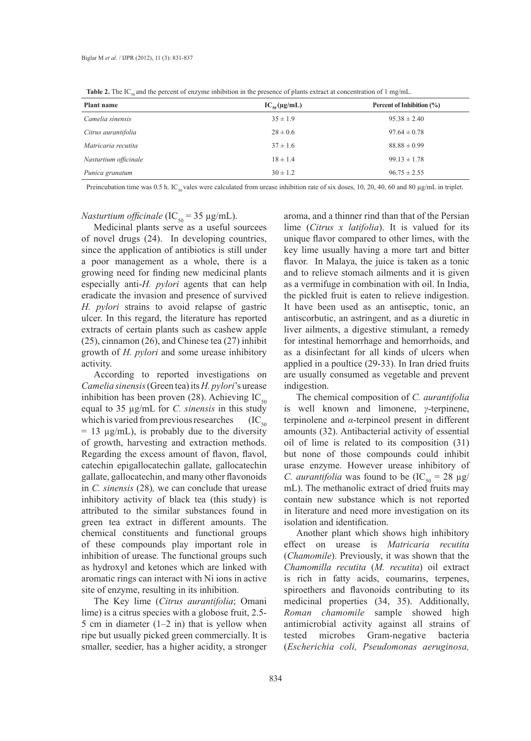**Table 2.** The $IC_{50}$ and the percent of enzyme inhibition in the presence of plants extract at concentration of 1 mg/mL.

| Plant name | $IC_{50}$ (µg/mL) | Percent of Inhibition (%) |
|---|---|---|
| *Camelia sinensis* | $35 \pm 1.9$ | $95.38 \pm 2.40$ |
| *Citrus aurantifolia* | $28 \pm 0.6$ | $97.64 \pm 0.78$ |
| *Matricaria recutita* | $37 \pm 1.6$ | $88.88 \pm 0.99$ |
| *Nasturtium officinale* | $18 \pm 1.4$ | $99.13 \pm 1.78$ |
| *Punica granatum* | $30 \pm 1.2$ | $96.75 \pm 2.55$ |

Preincubation time was 0.5 h. $IC_{50}$ vales were calculated from urease inhibition rate of six doses, 10, 20, 40, 60 and 80 µg/mL in triplet.

*Nasturtium officinale* ($IC_{50}$ = 35 µg/mL).

Medicinal plants serve as a useful sourcees of novel drugs (24). In developing countries, since the application of antibiotics is still under a poor management as a whole, there is a growing need for finding new medicinal plants especially anti-*H. pylori* agents that can help eradicate the invasion and presence of survived *H. pylori* strains to avoid relapse of gastric ulcer. In this regard, the literature has reported extracts of certain plants such as cashew apple (25), cinnamon (26), and Chinese tea (27) inhibit growth of *H. pylori* and some urease inhibitory activity.

According to reported investigations on *Camelia sinensis* (Green tea) its *H. pylori*'s urease inhibition has been proven (28). Achieving $IC_{50}$ equal to 35 µg/mL for *C. sinensis* in this study which is varied from previous researches ($IC_{50}$ = 13 µg/mL), is probably due to the diversity of growth, harvesting and extraction methods. Regarding the excess amount of flavon, flavol, catechin epigallocatechin gallate, gallocatechin gallate, gallocatechin, and many other flavonoids in *C. sinensis* (28)*,* we can conclude that urease inhibitory activity of black tea (this study) is attributed to the similar substances found in green tea extract in different amounts. The chemical constituents and functional groups of these compounds play important role in inhibition of urease. The functional groups such as hydroxyl and ketones which are linked with aromatic rings can interact with Ni ions in active site of enzyme, resulting in its inhibition.

The Key lime (*Citrus aurantifolia*; Omani lime) is a citrus species with a globose fruit, 2.5-5 cm in diameter (1–2 in) that is yellow when ripe but usually picked green commercially. It is smaller, seedier, has a higher acidity, a stronger aroma, and a thinner rind than that of the Persian lime (*Citrus x latifolia*). It is valued for its unique flavor compared to other limes, with the key lime usually having a more tart and bitter flavor. In Malaya, the juice is taken as a tonic and to relieve stomach ailments and it is given as a vermifuge in combination with oil. In India, the pickled fruit is eaten to relieve indigestion. It have been used as an antiseptic, tonic, an antiscorbutic, an astringent, and as a diuretic in liver ailments, a digestive stimulant, a remedy for intestinal hemorrhage and hemorrhoids, and as a disinfectant for all kinds of ulcers when applied in a poultice (29-33). In Iran dried fruits are usually consumed as vegetable and prevent indigestion.

The chemical composition of *C. aurantifolia* is well known and limonene, *γ*-terpinene, terpinolene and *α*-terpineol present in different amounts (32). Antibacterial activity of essential oil of lime is related to its composition (31) but none of those compounds could inhibit urase enzyme. However urease inhibitory of *C. aurantifolia* was found to be ($IC_{50}$ = 28 µg/mL). The methanolic extract of dried fruits may contain new substance which is not reported in literature and need more investigation on its isolation and identification.

Another plant which shows high inhibitory effect on urease is *Matricaria recutita* (*Chamomile*). Previously, it was shown that the *Chamomilla recutita* (*M. recutita*) oil extract is rich in fatty acids, coumarins, terpenes, spiroethers and flavonoids contributing to its medicinal properties (34, 35). Additionally, *Roman chamomile* sample showed high antimicrobial activity against all strains of tested microbes Gram-negative bacteria (*Escherichia coli, Pseudomonas aeruginosa,*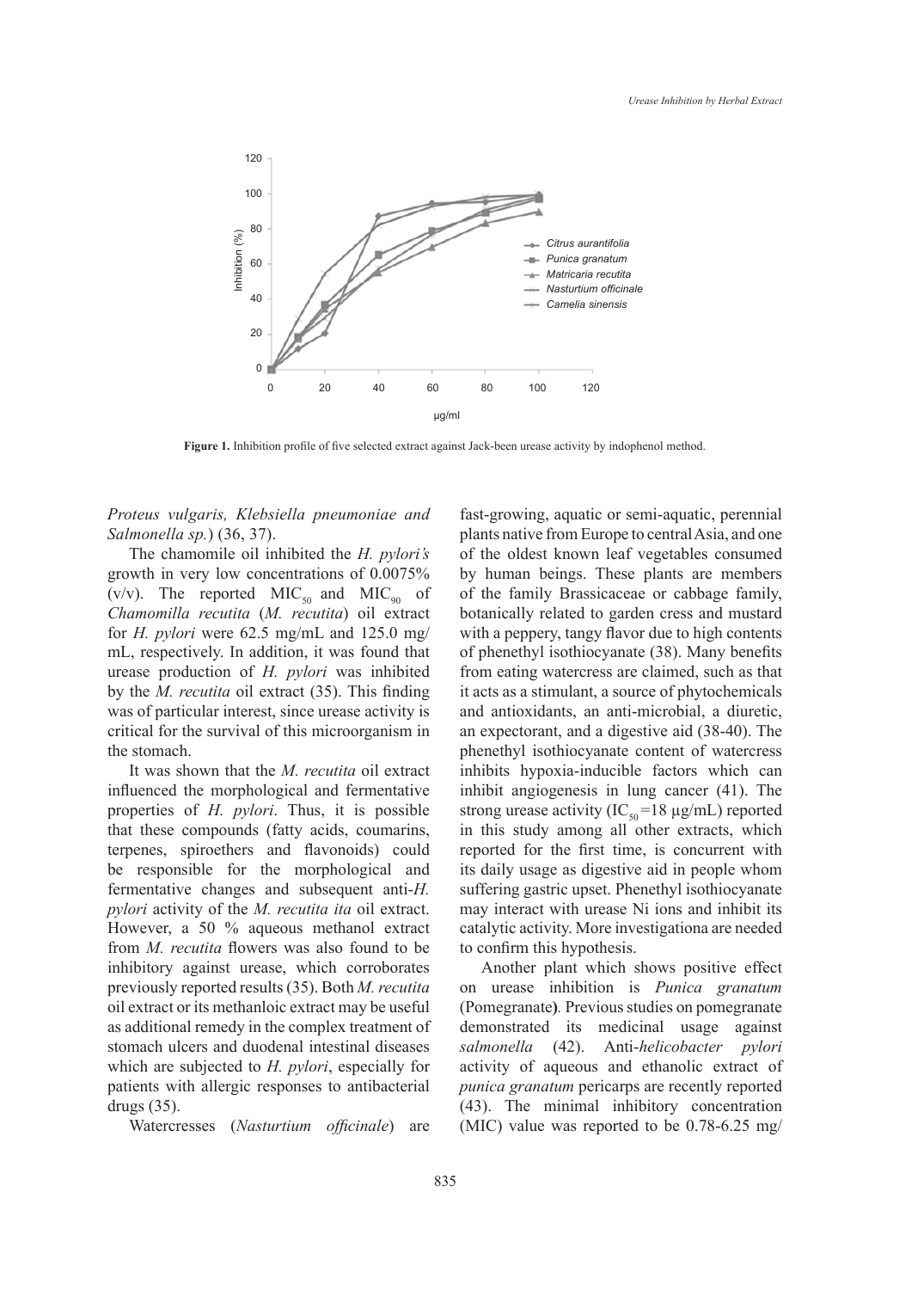Figure 1. Inhibition profile of five selected extract against Jack-been urease activity by indophenol method.

*Proteus vulgaris, Klebsiella pneumoniae and Salmonella sp.*) (36, 37).

The chamomile oil inhibited the *H. pylori's* growth in very low concentrations of 0.0075% (v/v). The reported $MIC_{50}$ and $MIC_{90}$ of *Chamomilla recutita* (*M. recutita*) oil extract for *H. pylori* were 62.5 mg/mL and 125.0 mg/mL, respectively. In addition, it was found that urease production of *H. pylori* was inhibited by the *M. recutita* oil extract (35). This finding was of particular interest, since urease activity is critical for the survival of this microorganism in the stomach.

It was shown that the *M. recutita* oil extract influenced the morphological and fermentative properties of *H. pylori*. Thus, it is possible that these compounds (fatty acids, coumarins, terpenes, spiroethers and flavonoids) could be responsible for the morphological and fermentative changes and subsequent anti-*H. pylori* activity of the *M. recutita ita* oil extract. However, a 50 % aqueous methanol extract from *M. recutita* flowers was also found to be inhibitory against urease, which corroborates previously reported results (35). Both *M. recutita* oil extract or its methanloic extract may be useful as additional remedy in the complex treatment of stomach ulcers and duodenal intestinal diseases which are subjected to *H. pylori*, especially for patients with allergic responses to antibacterial drugs (35).

Watercresses (*Nasturtium officinale*) are fast-growing, aquatic or semi-aquatic, perennial plants native from Europe to central Asia, and one of the oldest known leaf vegetables consumed by human beings. These plants are members of the family Brassicaceae or cabbage family, botanically related to garden cress and mustard with a peppery, tangy flavor due to high contents of phenethyl isothiocyanate (38). Many benefits from eating watercress are claimed, such as that it acts as a stimulant, a source of phytochemicals and antioxidants, an anti-microbial, a diuretic, an expectorant, and a digestive aid (38-40). The phenethyl isothiocyanate content of watercress inhibits hypoxia-inducible factors which can inhibit angiogenesis in lung cancer (41). The strong urease activity ($IC_{50}$=18 µg/mL) reported in this study among all other extracts, which reported for the first time, is concurrent with its daily usage as digestive aid in people whom suffering gastric upset. Phenethyl isothiocyanate may interact with urease Ni ions and inhibit its catalytic activity. More investigationa are needed to confirm this hypothesis.

Another plant which shows positive effect on urease inhibition is *Punica granatum* (Pomegranate**)**. Previous studies on pomegranate demonstrated its medicinal usage against *salmonella* (42). Anti-*helicobacter pylori* activity of aqueous and ethanolic extract of *punica granatum* pericarps are recently reported (43). The minimal inhibitory concentration (MIC) value was reported to be 0.78-6.25 mg/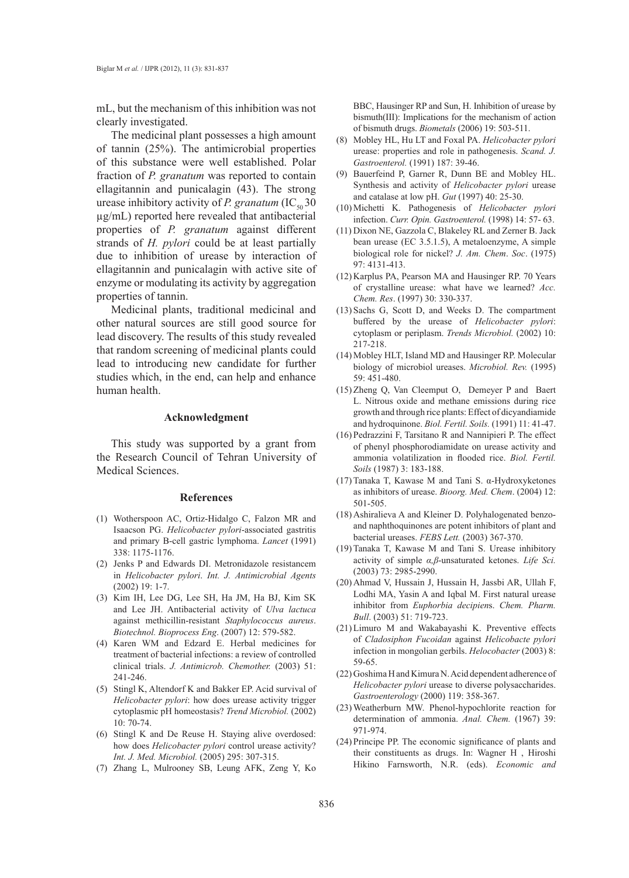mL, but the mechanism of this inhibition was not clearly investigated.

The medicinal plant possesses a high amount of tannin (25%). The antimicrobial properties of this substance were well established. Polar fraction of *P. granatum* was reported to contain ellagitannin and punicalagin (43). The strong urease inhibitory activity of *P. granatum* ($IC_{50}$ 30 µg/mL) reported here revealed that antibacterial properties of *P. granatum* against different strands of *H. pylori* could be at least partially due to inhibition of urease by interaction of ellagitannin and punicalagin with active site of enzyme or modulating its activity by aggregation properties of tannin.

Medicinal plants, traditional medicinal and other natural sources are still good source for lead discovery. The results of this study revealed that random screening of medicinal plants could lead to introducing new candidate for further studies which, in the end, can help and enhance human health.

## Acknowledgment

This study was supported by a grant from the Research Council of Tehran University of Medical Sciences.

## References

(1) Wotherspoon AC, Ortiz-Hidalgo C, Falzon MR and Isaacson PG. *Helicobacter pylori*-associated gastritis and primary B-cell gastric lymphoma. *Lancet* (1991) 338: 1175-1176.

(2) Jenks P and Edwards DI. Metronidazole resistancem in *Helicobacter pylori*. *Int. J. Antimicrobial Agents* (2002) 19: 1-7.

(3) Kim IH, Lee DG, Lee SH, Ha JM, Ha BJ, Kim SK and Lee JH. Antibacterial activity of *Ulva lactuca* against methicillin-resistant *Staphylococcus aureus*. *Biotechnol. Bioprocess Eng*. (2007) 12: 579-582.

(4) Karen WM and Edzard E. Herbal medicines for treatment of bacterial infections: a review of controlled clinical trials. *J. Antimicrob. Chemother.* (2003) 51: 241-246.

(5) Stingl K, Altendorf K and Bakker EP. Acid survival of *Helicobacter pylori*: how does urease activity trigger cytoplasmic pH homeostasis? *Trend Microbiol.* (2002) 10: 70-74.

(6) Stingl K and De Reuse H. Staying alive overdosed: how does *Helicobacter pylori* control urease activity? *Int. J. Med. Microbiol.* (2005) 295: 307-315.

(7) Zhang L, Mulrooney SB, Leung AFK, Zeng Y, Ko BBC, Hausinger RP and Sun, H. Inhibition of urease by bismuth(III): Implications for the mechanism of action of bismuth drugs. *Biometals* (2006) 19: 503-511.

(8) Mobley HL, Hu LT and Foxal PA. *Helicobacter pylori* urease: properties and role in pathogenesis. *Scand. J. Gastroenterol.* (1991) 187: 39-46.

(9) Bauerfeind P, Garner R, Dunn BE and Mobley HL. Synthesis and activity of *Helicobacter pylori* urease and catalase at low pH. *Gut* (1997) 40: 25-30.

(10) Michetti K. Pathogenesis of *Helicobacter pylori* infection. *Curr. Opin. Gastroenterol.* (1998) 14: 57- 63.

(11) Dixon NE, Gazzola C, Blakeley RL and Zerner B. Jack bean urease (EC 3.5.1.5), A metaloenzyme, A simple biological role for nickel? *J. Am. Chem*. *Soc*. (1975) 97: 4131-413.

(12) Karplus PA, Pearson MA and Hausinger RP. 70 Years of crystalline urease: what have we learned? *Acc. Chem. Res*. (1997) 30: 330-337.

(13) Sachs G, Scott D, and Weeks D. The compartment buffered by the urease of *Helicobacter pylori*: cytoplasm or periplasm. *Trends Microbiol.* (2002) 10: 217-218.

(14) Mobley HLT, Island MD and Hausinger RP. Molecular biology of microbiol ureases. *Microbiol. Rev.* (1995) 59: 451-480.

(15) Zheng Q, Van Cleemput O, Demeyer P and Baert L. Nitrous oxide and methane emissions during rice growth and through rice plants: Effect of dicyandiamide and hydroquinone. *Biol. Fertil. Soils.* (1991) 11: 41-47.

(16) Pedrazzini F, Tarsitano R and Nannipieri P. The effect of phenyl phosphorodiamidate on urease activity and ammonia volatilization in flooded rice. *Biol. Fertil. Soils* (1987) 3: 183-188.

(17) Tanaka T, Kawase M and Tani S. α-Hydroxyketones as inhibitors of urease. *Bioorg. Med. Chem*. (2004) 12: 501-505.

(18) Ashiralieva A and Kleiner D. Polyhalogenated benzo- and naphthoquinones are potent inhibitors of plant and bacterial ureases. *FEBS Lett.* (2003) 367-370.

(19) Tanaka T, Kawase M and Tani S. Urease inhibitory activity of simple *α,β*-unsaturated ketones. *Life Sci.* (2003) 73: 2985-2990.

(20) Ahmad V, Hussain J, Hussain H, Jassbi AR, Ullah F, Lodhi MA, Yasin A and Iqbal M. First natural urease inhibitor from *Euphorbia decipien*s. *Chem. Pharm. Bull*. (2003) 51: 719-723.

(21) Limuro M and Wakabayashi K. Preventive effects of *Cladosiphon Fucoidan* against *Helicobacte pylori* infection in mongolian gerbils. *Helocobacter* (2003) 8: 59-65.

(22) Goshima H and Kimura N. Acid dependent adherence of *Helicobacter pylori* urease to diverse polysaccharides. *Gastroenterology* (2000) 119: 358-367.

(23) Weatherburn MW. Phenol-hypochlorite reaction for determination of ammonia. *Anal. Chem.* (1967) 39: 971-974.

(24) Principe PP. The economic significance of plants and their constituents as drugs. In: Wagner H , Hiroshi Hikino Farnsworth, N.R. (eds). *Economic and*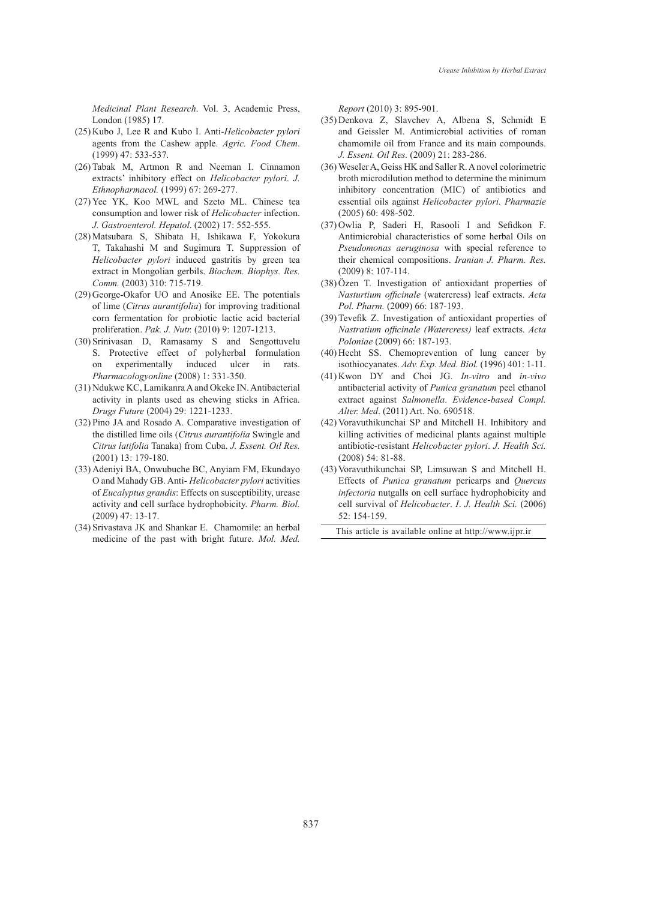*Medicinal Plant Research*. Vol. 3, Academic Press, London (1985) 17.

(25) Kubo J, Lee R and Kubo I. Anti-*Helicobacter pylori* agents from the Cashew apple. *Agric. Food Chem*. (1999) 47: 533-537.

(26) Tabak M, Artmon R and Neeman I. Cinnamon extracts' inhibitory effect on *Helicobacter pylori*. *J. Ethnopharmacol.* (1999) 67: 269-277.

(27) Yee YK, Koo MWL and Szeto ML. Chinese tea consumption and lower risk of *Helicobacter* infection. *J. Gastroenterol. Hepatol*. (2002) 17: 552-555.

(28) Matsubara S, Shibata H, Ishikawa F, Yokokura T, Takahashi M and Sugimura T. Suppression of *Helicobacter pylori* induced gastritis by green tea extract in Mongolian gerbils. *Biochem. Biophys. Res. Comm.* (2003) 310: 715-719.

(29) George-Okafor UO and Anosike EE. The potentials of lime (*Citrus aurantifolia*) for improving traditional corn fermentation for probiotic lactic acid bacterial proliferation. *Pak. J. Nutr.* (2010) 9: 1207-1213.

(30) Srinivasan D, Ramasamy S and Sengottuvelu S. Protective effect of polyherbal formulation on experimentally induced ulcer in rats. *Pharmacologyonline* (2008) 1: 331-350.

(31) Ndukwe KC, Lamikanra A and Okeke IN. Antibacterial activity in plants used as chewing sticks in Africa. *Drugs Future* (2004) 29: 1221-1233.

(32) Pino JA and Rosado A. Comparative investigation of the distilled lime oils (*Citrus aurantifolia* Swingle and *Citrus latifolia* Tanaka) from Cuba. *J. Essent. Oil Res.* (2001) 13: 179-180.

(33) Adeniyi BA, Onwubuche BC, Anyiam FM, Ekundayo O and Mahady GB. Anti- *Helicobacter pylori* activities of *Eucalyptus grandis*: Effects on susceptibility, urease activity and cell surface hydrophobicity. *Pharm. Biol.* (2009) 47: 13-17.

(34) Srivastava JK and Shankar E. Chamomile: an herbal medicine of the past with bright future. *Mol. Med. Report* (2010) 3: 895-901.

(35) Denkova Z, Slavchev A, Albena S, Schmidt E and Geissler M. Antimicrobial activities of roman chamomile oil from France and its main compounds. *J. Essent. Oil Res.* (2009) 21: 283-286.

(36) Weseler A, Geiss HK and Saller R. A novel colorimetric broth microdilution method to determine the minimum inhibitory concentration (MIC) of antibiotics and essential oils against *Helicobacter pylori. Pharmazie* (2005) 60: 498-502.

(37) Owlia P, Saderi H, Rasooli I and Sefidkon F. Antimicrobial characteristics of some herbal Oils on *Pseudomonas aeruginosa* with special reference to their chemical compositions. *Iranian J. Pharm. Res.* (2009) 8: 107-114.

(38) Özen T. Investigation of antioxidant properties of *Nasturtium officinale* (watercress) leaf extracts. *Acta Pol. Pharm.* (2009) 66: 187-193.

(39) Tevefik Z. Investigation of antioxidant properties of *Nastratium officinale (Watercress)* leaf extracts. *Acta Poloniae* (2009) 66: 187-193.

(40) Hecht SS. Chemoprevention of lung cancer by isothiocyanates. *Adv. Exp. Med. Biol.* (1996) 401: 1-11.

(41) Kwon DY and Choi JG. *In-vitro* and *in-vivo* antibacterial activity of *Punica granatum* peel ethanol extract against *Salmonella*. *Evidence-based Compl. Alter. Med*. (2011) Art. No. 690518.

(42) Voravuthikunchai SP and Mitchell H. Inhibitory and killing activities of medicinal plants against multiple antibiotic-resistant *Helicobacter pylori*. *J. Health Sci.* (2008) 54: 81-88.

(43) Voravuthikunchai SP, Limsuwan S and Mitchell H. Effects of *Punica granatum* pericarps and *Quercus infectoria* nutgalls on cell surface hydrophobicity and cell survival of *Helicobacter*. *I. J. Health Sci.* (2006) 52: 154-159.

This article is available online at http://www.ijpr.ir